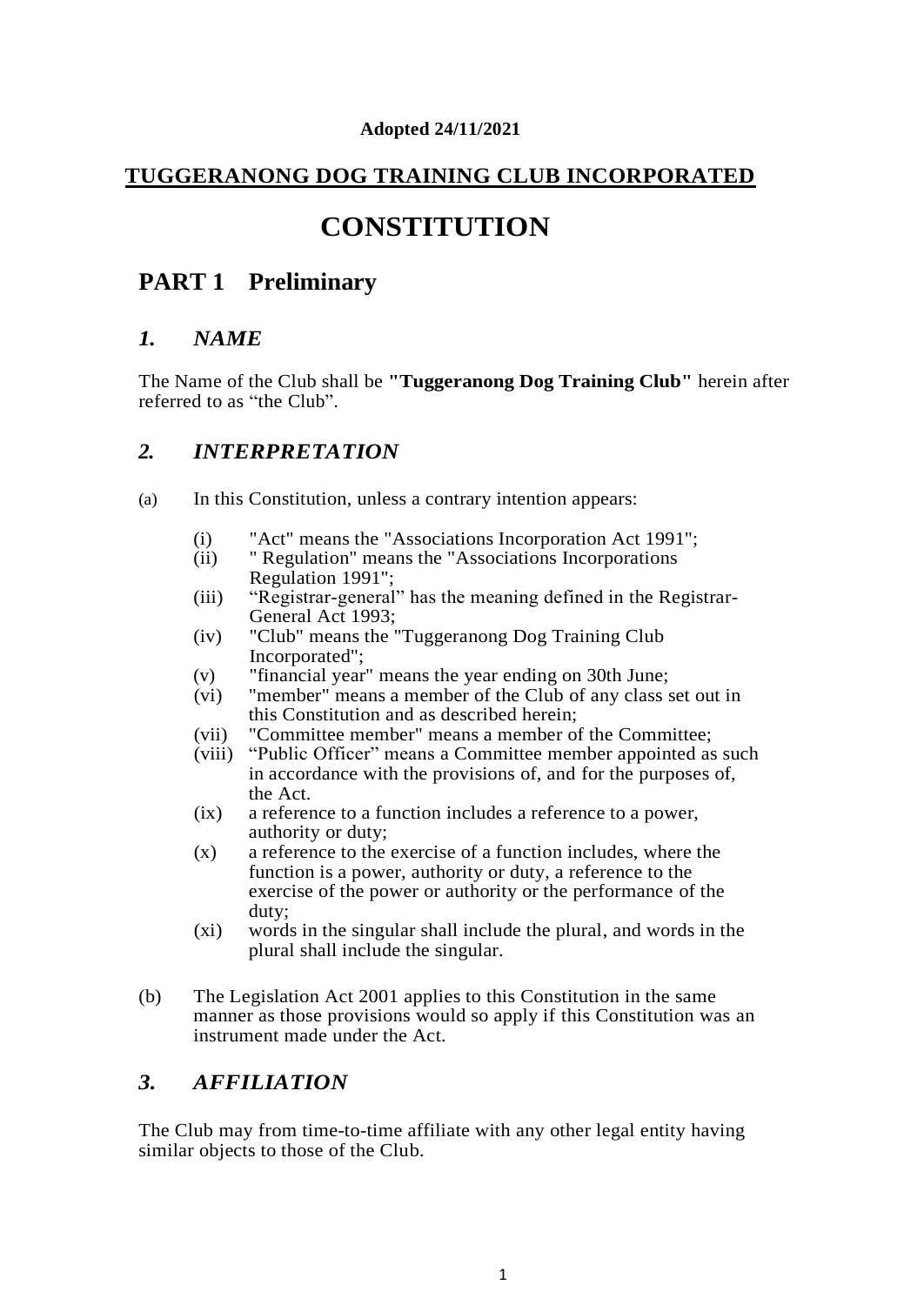**Adopted 24/11/2021**

**TUGGERANONG DOG TRAINING CLUB INCORPORATED**

# CONSTITUTION

## PART 1 Preliminary

### *1. NAME*

The Name of the Club shall be **"Tuggeranong Dog Training Club"** herein after referred to as "the Club".

### *2. INTERPRETATION*

(a) In this Constitution, unless a contrary intention appears:

- (i) "Act" means the "Associations Incorporation Act 1991";
- (ii) " Regulation" means the "Associations Incorporations Regulation 1991";
- (iii) "Registrar-general" has the meaning defined in the Registrar-General Act 1993;
- (iv) "Club" means the "Tuggeranong Dog Training Club Incorporated";
- (v) "financial year" means the year ending on 30th June;
- (vi) "member" means a member of the Club of any class set out in this Constitution and as described herein;
- (vii) "Committee member" means a member of the Committee;
- (viii) "Public Officer" means a Committee member appointed as such in accordance with the provisions of, and for the purposes of, the Act.
- (ix) a reference to a function includes a reference to a power, authority or duty;
- (x) a reference to the exercise of a function includes, where the function is a power, authority or duty, a reference to the exercise of the power or authority or the performance of the duty;
- (xi) words in the singular shall include the plural, and words in the plural shall include the singular.

(b) The Legislation Act 2001 applies to this Constitution in the same manner as those provisions would so apply if this Constitution was an instrument made under the Act.

### *3. AFFILIATION*

The Club may from time-to-time affiliate with any other legal entity having similar objects to those of the Club.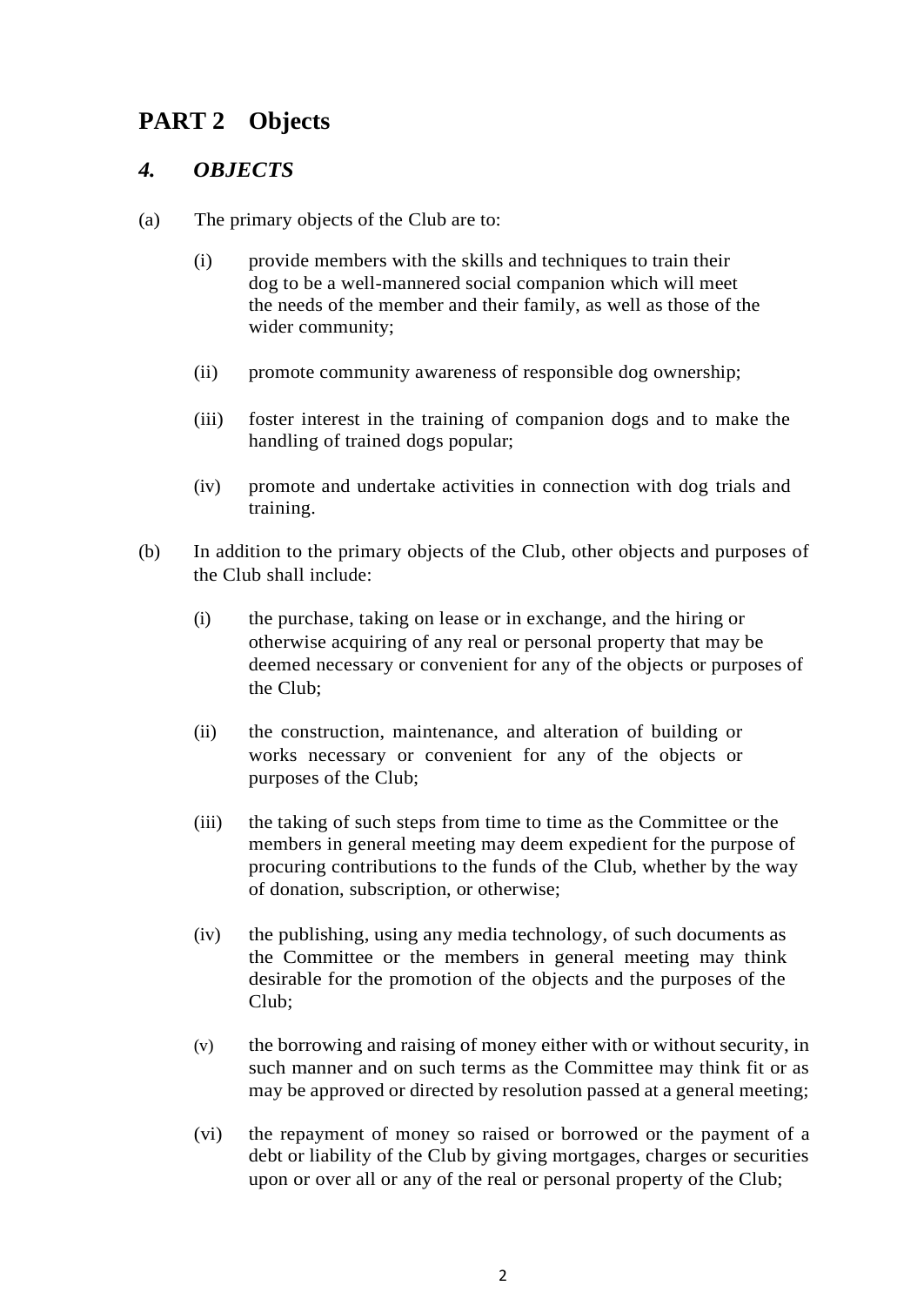# PART 2 Objects

## *4. OBJECTS*

(a) The primary objects of the Club are to:

- (i) provide members with the skills and techniques to train their dog to be a well-mannered social companion which will meet the needs of the member and their family, as well as those of the wider community;
- (ii) promote community awareness of responsible dog ownership;
- (iii) foster interest in the training of companion dogs and to make the handling of trained dogs popular;
- (iv) promote and undertake activities in connection with dog trials and training.

(b) In addition to the primary objects of the Club, other objects and purposes of the Club shall include:

- (i) the purchase, taking on lease or in exchange, and the hiring or otherwise acquiring of any real or personal property that may be deemed necessary or convenient for any of the objects or purposes of the Club;
- (ii) the construction, maintenance, and alteration of building or works necessary or convenient for any of the objects or purposes of the Club;
- (iii) the taking of such steps from time to time as the Committee or the members in general meeting may deem expedient for the purpose of procuring contributions to the funds of the Club, whether by the way of donation, subscription, or otherwise;
- (iv) the publishing, using any media technology, of such documents as the Committee or the members in general meeting may think desirable for the promotion of the objects and the purposes of the Club;
- (v) the borrowing and raising of money either with or without security, in such manner and on such terms as the Committee may think fit or as may be approved or directed by resolution passed at a general meeting;
- (vi) the repayment of money so raised or borrowed or the payment of a debt or liability of the Club by giving mortgages, charges or securities upon or over all or any of the real or personal property of the Club;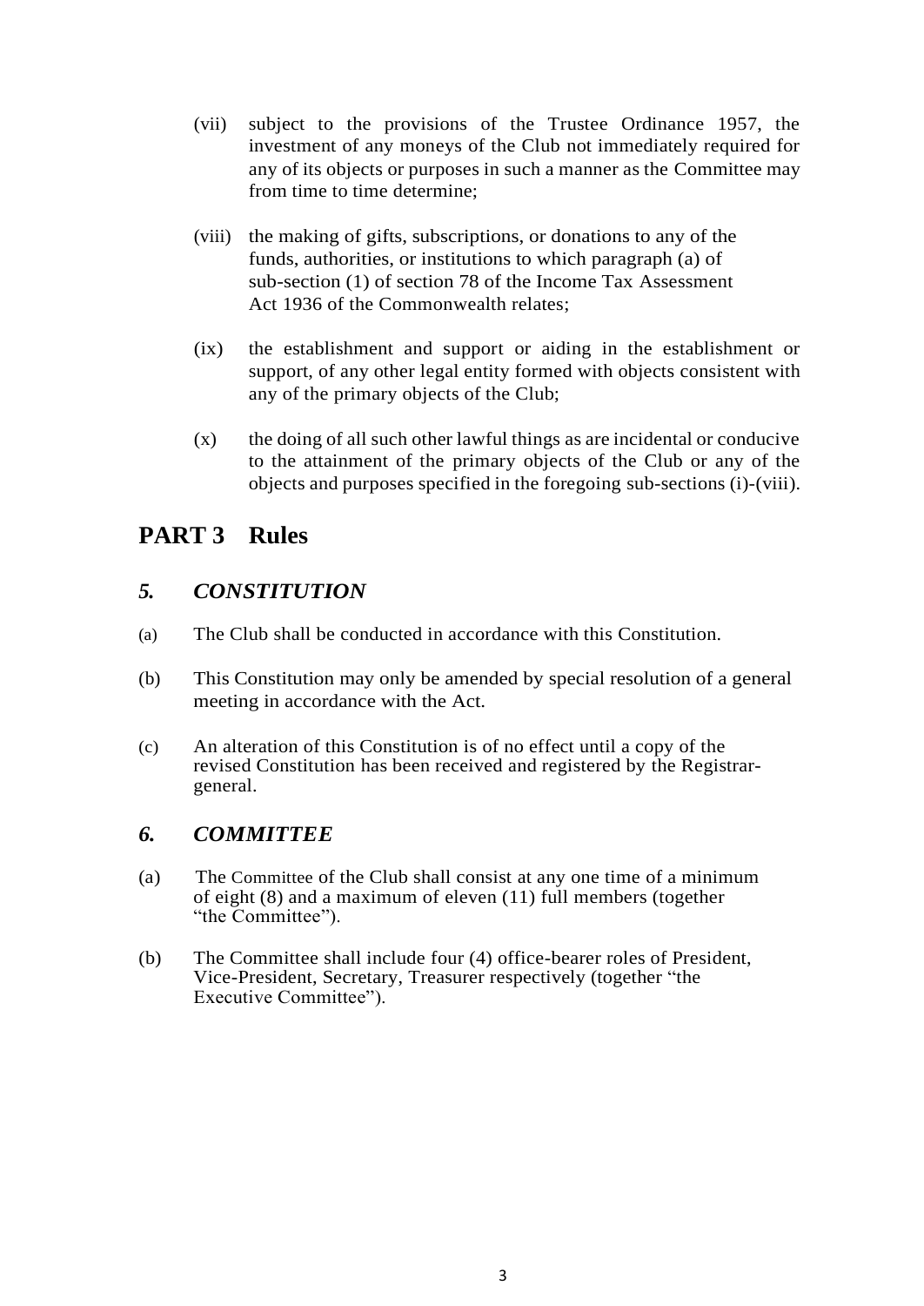(vii) subject to the provisions of the Trustee Ordinance 1957, the investment of any moneys of the Club not immediately required for any of its objects or purposes in such a manner as the Committee may from time to time determine;

(viii) the making of gifts, subscriptions, or donations to any of the funds, authorities, or institutions to which paragraph (a) of sub-section (1) of section 78 of the Income Tax Assessment Act 1936 of the Commonwealth relates;

(ix) the establishment and support or aiding in the establishment or support, of any other legal entity formed with objects consistent with any of the primary objects of the Club;

(x) the doing of all such other lawful things as are incidental or conducive to the attainment of the primary objects of the Club or any of the objects and purposes specified in the foregoing sub-sections (i)-(viii).

# PART 3 Rules

## *5. CONSTITUTION*

(a) The Club shall be conducted in accordance with this Constitution.

(b) This Constitution may only be amended by special resolution of a general meeting in accordance with the Act.

(c) An alteration of this Constitution is of no effect until a copy of the revised Constitution has been received and registered by the Registrar-general.

## *6. COMMITTEE*

(a) The Committee of the Club shall consist at any one time of a minimum of eight (8) and a maximum of eleven (11) full members (together "the Committee").

(b) The Committee shall include four (4) office-bearer roles of President, Vice-President, Secretary, Treasurer respectively (together "the Executive Committee").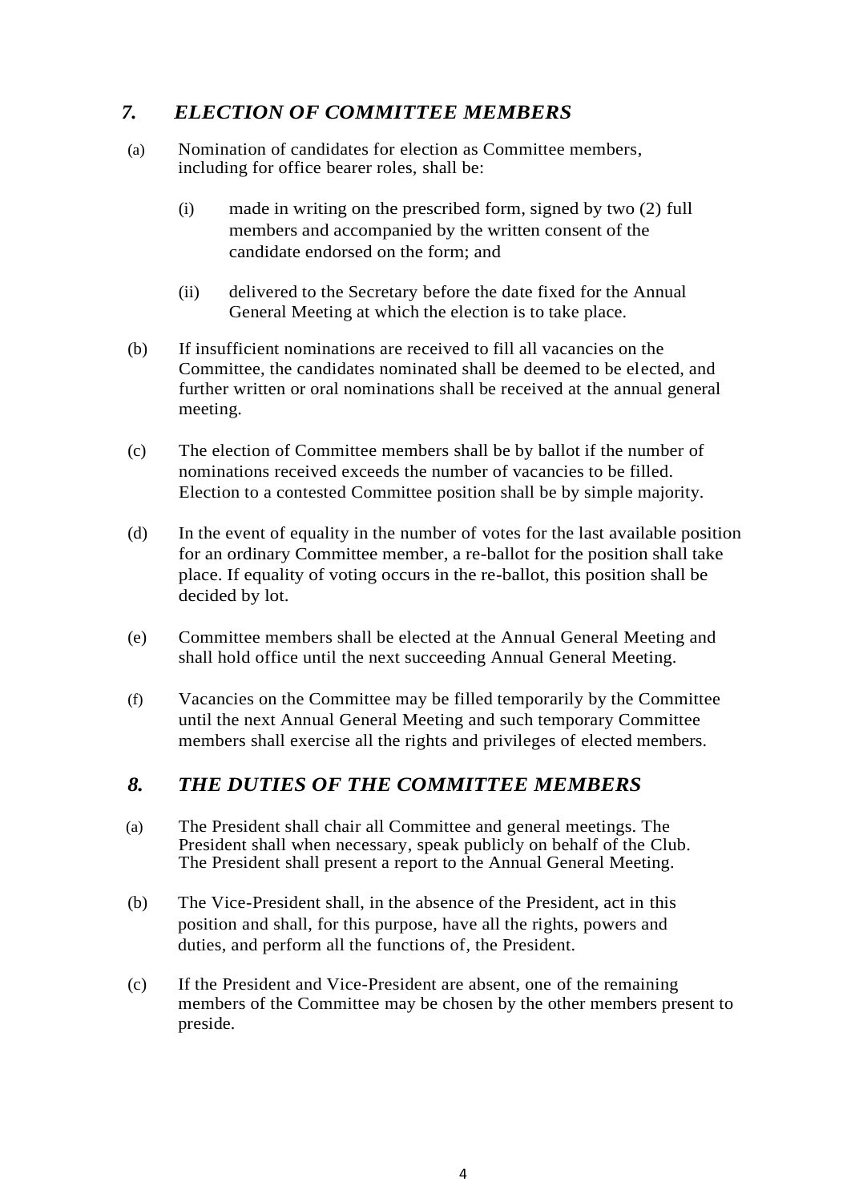## *7. ELECTION OF COMMITTEE MEMBERS*

(a) Nomination of candidates for election as Committee members, including for office bearer roles, shall be:

> (i) made in writing on the prescribed form, signed by two (2) full members and accompanied by the written consent of the candidate endorsed on the form; and
>
> (ii) delivered to the Secretary before the date fixed for the Annual General Meeting at which the election is to take place.

(b) If insufficient nominations are received to fill all vacancies on the Committee, the candidates nominated shall be deemed to be elected, and further written or oral nominations shall be received at the annual general meeting.

(c) The election of Committee members shall be by ballot if the number of nominations received exceeds the number of vacancies to be filled. Election to a contested Committee position shall be by simple majority.

(d) In the event of equality in the number of votes for the last available position for an ordinary Committee member, a re-ballot for the position shall take place. If equality of voting occurs in the re-ballot, this position shall be decided by lot.

(e) Committee members shall be elected at the Annual General Meeting and shall hold office until the next succeeding Annual General Meeting.

(f) Vacancies on the Committee may be filled temporarily by the Committee until the next Annual General Meeting and such temporary Committee members shall exercise all the rights and privileges of elected members.

## *8. THE DUTIES OF THE COMMITTEE MEMBERS*

(a) The President shall chair all Committee and general meetings. The President shall when necessary, speak publicly on behalf of the Club. The President shall present a report to the Annual General Meeting.

(b) The Vice-President shall, in the absence of the President, act in this position and shall, for this purpose, have all the rights, powers and duties, and perform all the functions of, the President.

(c) If the President and Vice-President are absent, one of the remaining members of the Committee may be chosen by the other members present to preside.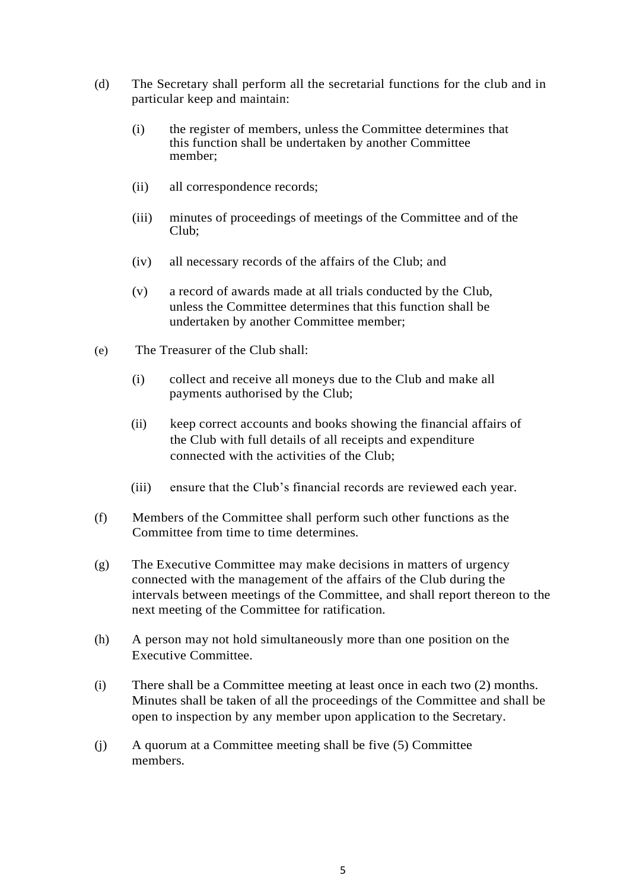(d) The Secretary shall perform all the secretarial functions for the club and in particular keep and maintain:

   (i) the register of members, unless the Committee determines that this function shall be undertaken by another Committee member;

   (ii) all correspondence records;

   (iii) minutes of proceedings of meetings of the Committee and of the Club;

   (iv) all necessary records of the affairs of the Club; and

   (v) a record of awards made at all trials conducted by the Club, unless the Committee determines that this function shall be undertaken by another Committee member;

(e) The Treasurer of the Club shall:

   (i) collect and receive all moneys due to the Club and make all payments authorised by the Club;

   (ii) keep correct accounts and books showing the financial affairs of the Club with full details of all receipts and expenditure connected with the activities of the Club;

   (iii) ensure that the Club's financial records are reviewed each year.

(f) Members of the Committee shall perform such other functions as the Committee from time to time determines.

(g) The Executive Committee may make decisions in matters of urgency connected with the management of the affairs of the Club during the intervals between meetings of the Committee, and shall report thereon to the next meeting of the Committee for ratification.

(h) A person may not hold simultaneously more than one position on the Executive Committee.

(i) There shall be a Committee meeting at least once in each two (2) months. Minutes shall be taken of all the proceedings of the Committee and shall be open to inspection by any member upon application to the Secretary.

(j) A quorum at a Committee meeting shall be five (5) Committee members.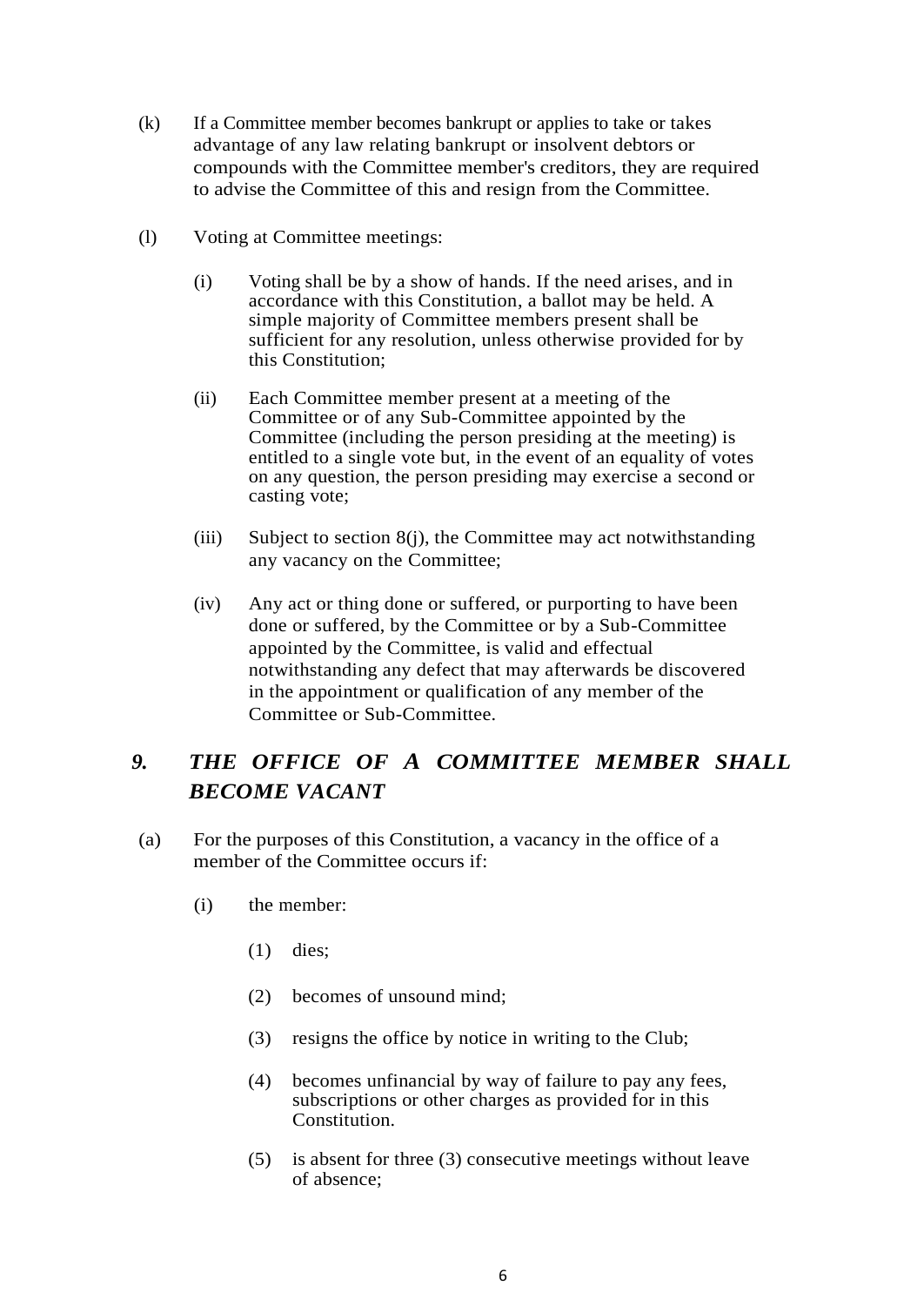(k) If a Committee member becomes bankrupt or applies to take or takes advantage of any law relating bankrupt or insolvent debtors or compounds with the Committee member's creditors, they are required to advise the Committee of this and resign from the Committee.

(l) Voting at Committee meetings:

   (i) Voting shall be by a show of hands. If the need arises, and in accordance with this Constitution, a ballot may be held. A simple majority of Committee members present shall be sufficient for any resolution, unless otherwise provided for by this Constitution;

   (ii) Each Committee member present at a meeting of the Committee or of any Sub-Committee appointed by the Committee (including the person presiding at the meeting) is entitled to a single vote but, in the event of an equality of votes on any question, the person presiding may exercise a second or casting vote;

   (iii) Subject to section 8(j), the Committee may act notwithstanding any vacancy on the Committee;

   (iv) Any act or thing done or suffered, or purporting to have been done or suffered, by the Committee or by a Sub-Committee appointed by the Committee, is valid and effectual notwithstanding any defect that may afterwards be discovered in the appointment or qualification of any member of the Committee or Sub-Committee.

## *9. THE OFFICE OF A COMMITTEE MEMBER SHALL BECOME VACANT*

(a) For the purposes of this Constitution, a vacancy in the office of a member of the Committee occurs if:

   (i) the member:

      (1) dies;

      (2) becomes of unsound mind;

      (3) resigns the office by notice in writing to the Club;

      (4) becomes unfinancial by way of failure to pay any fees, subscriptions or other charges as provided for in this Constitution.

      (5) is absent for three (3) consecutive meetings without leave of absence;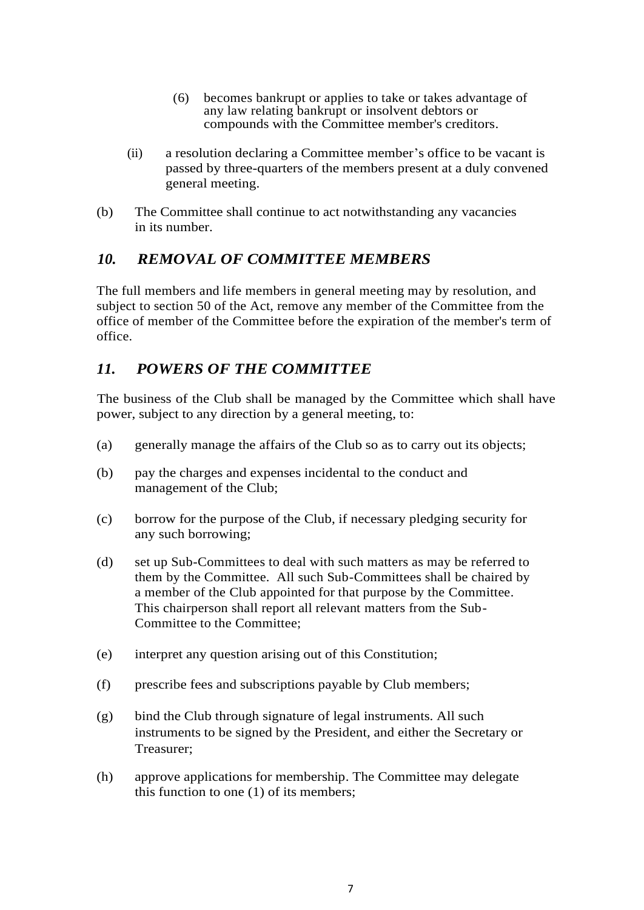(6) becomes bankrupt or applies to take or takes advantage of any law relating bankrupt or insolvent debtors or compounds with the Committee member's creditors.

(ii) a resolution declaring a Committee member's office to be vacant is passed by three-quarters of the members present at a duly convened general meeting.

(b) The Committee shall continue to act notwithstanding any vacancies in its number.

## *10. REMOVAL OF COMMITTEE MEMBERS*

The full members and life members in general meeting may by resolution, and subject to section 50 of the Act, remove any member of the Committee from the office of member of the Committee before the expiration of the member's term of office.

## *11. POWERS OF THE COMMITTEE*

The business of the Club shall be managed by the Committee which shall have power, subject to any direction by a general meeting, to:

(a) generally manage the affairs of the Club so as to carry out its objects;

(b) pay the charges and expenses incidental to the conduct and management of the Club;

(c) borrow for the purpose of the Club, if necessary pledging security for any such borrowing;

(d) set up Sub-Committees to deal with such matters as may be referred to them by the Committee. All such Sub-Committees shall be chaired by a member of the Club appointed for that purpose by the Committee. This chairperson shall report all relevant matters from the Sub-Committee to the Committee;

(e) interpret any question arising out of this Constitution;

(f) prescribe fees and subscriptions payable by Club members;

(g) bind the Club through signature of legal instruments. All such instruments to be signed by the President, and either the Secretary or Treasurer;

(h) approve applications for membership. The Committee may delegate this function to one (1) of its members;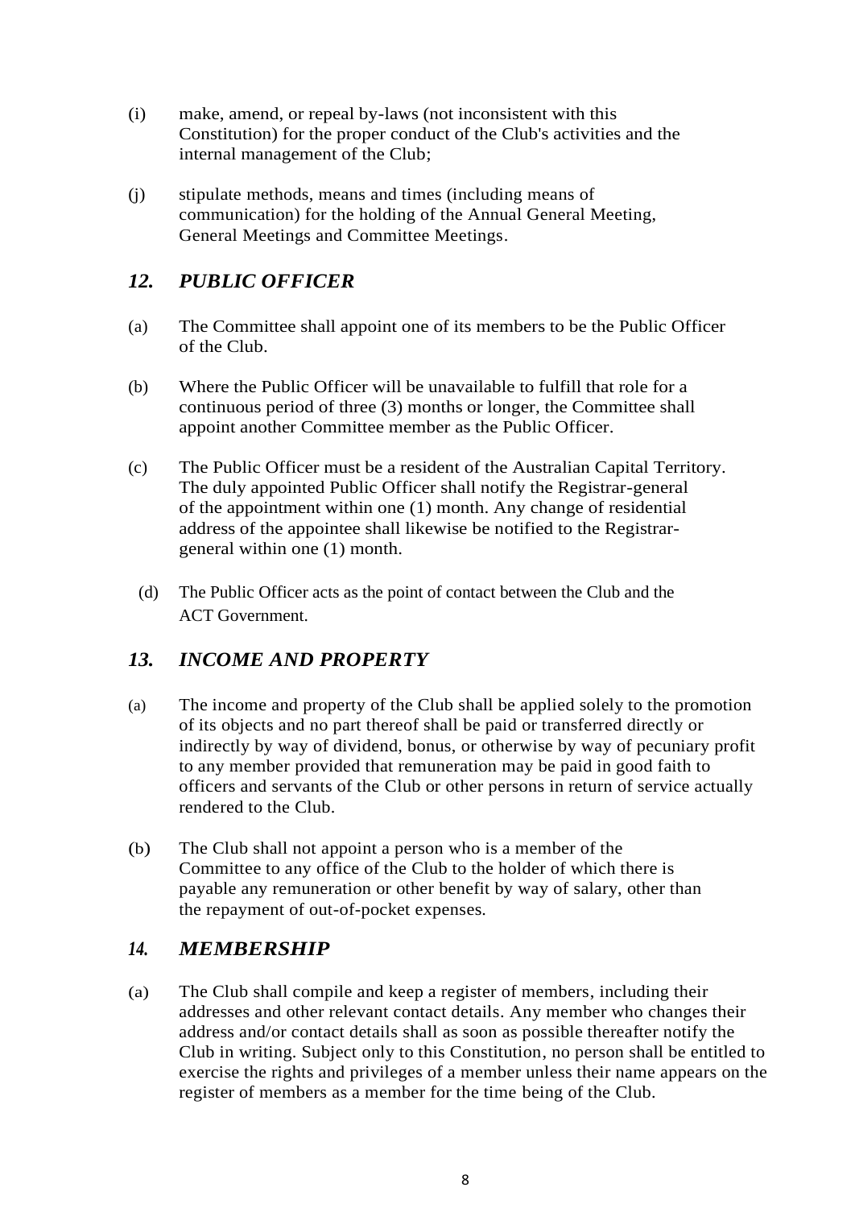(i) make, amend, or repeal by-laws (not inconsistent with this Constitution) for the proper conduct of the Club's activities and the internal management of the Club;

(j) stipulate methods, means and times (including means of communication) for the holding of the Annual General Meeting, General Meetings and Committee Meetings.

## *12. PUBLIC OFFICER*

(a) The Committee shall appoint one of its members to be the Public Officer of the Club.

(b) Where the Public Officer will be unavailable to fulfill that role for a continuous period of three (3) months or longer, the Committee shall appoint another Committee member as the Public Officer.

(c) The Public Officer must be a resident of the Australian Capital Territory. The duly appointed Public Officer shall notify the Registrar-general of the appointment within one (1) month. Any change of residential address of the appointee shall likewise be notified to the Registrar-general within one (1) month.

(d) The Public Officer acts as the point of contact between the Club and the ACT Government.

## *13. INCOME AND PROPERTY*

(a) The income and property of the Club shall be applied solely to the promotion of its objects and no part thereof shall be paid or transferred directly or indirectly by way of dividend, bonus, or otherwise by way of pecuniary profit to any member provided that remuneration may be paid in good faith to officers and servants of the Club or other persons in return of service actually rendered to the Club.

(b) The Club shall not appoint a person who is a member of the Committee to any office of the Club to the holder of which there is payable any remuneration or other benefit by way of salary, other than the repayment of out-of-pocket expenses.

## *14. MEMBERSHIP*

(a) The Club shall compile and keep a register of members, including their addresses and other relevant contact details. Any member who changes their address and/or contact details shall as soon as possible thereafter notify the Club in writing. Subject only to this Constitution, no person shall be entitled to exercise the rights and privileges of a member unless their name appears on the register of members as a member for the time being of the Club.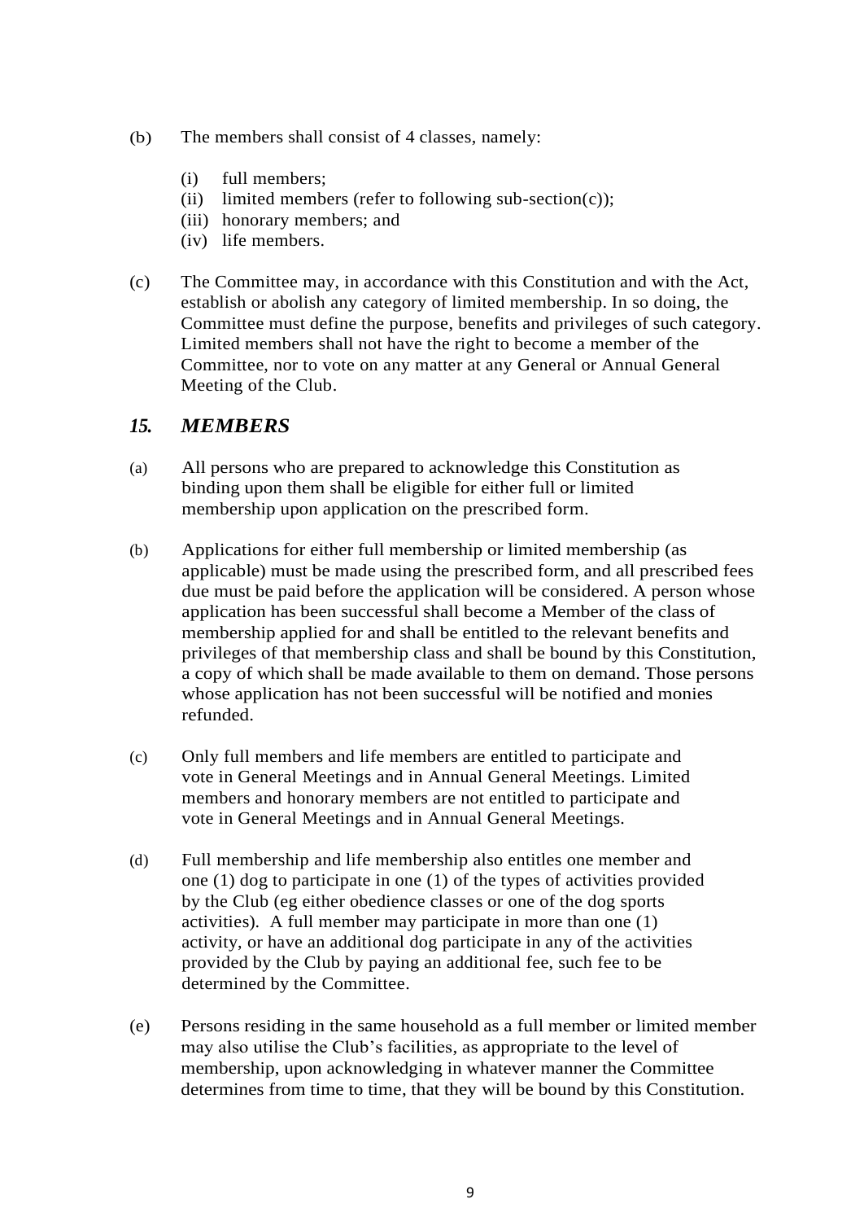(b) The members shall consist of 4 classes, namely:

- (i) full members;
- (ii) limited members (refer to following sub-section(c));
- (iii) honorary members; and
- (iv) life members.

(c) The Committee may, in accordance with this Constitution and with the Act, establish or abolish any category of limited membership. In so doing, the Committee must define the purpose, benefits and privileges of such category. Limited members shall not have the right to become a member of the Committee, nor to vote on any matter at any General or Annual General Meeting of the Club.

## *15. MEMBERS*

(a) All persons who are prepared to acknowledge this Constitution as binding upon them shall be eligible for either full or limited membership upon application on the prescribed form.

(b) Applications for either full membership or limited membership (as applicable) must be made using the prescribed form, and all prescribed fees due must be paid before the application will be considered. A person whose application has been successful shall become a Member of the class of membership applied for and shall be entitled to the relevant benefits and privileges of that membership class and shall be bound by this Constitution, a copy of which shall be made available to them on demand. Those persons whose application has not been successful will be notified and monies refunded.

(c) Only full members and life members are entitled to participate and vote in General Meetings and in Annual General Meetings. Limited members and honorary members are not entitled to participate and vote in General Meetings and in Annual General Meetings.

(d) Full membership and life membership also entitles one member and one (1) dog to participate in one (1) of the types of activities provided by the Club (eg either obedience classes or one of the dog sports activities). A full member may participate in more than one (1) activity, or have an additional dog participate in any of the activities provided by the Club by paying an additional fee, such fee to be determined by the Committee.

(e) Persons residing in the same household as a full member or limited member may also utilise the Club's facilities, as appropriate to the level of membership, upon acknowledging in whatever manner the Committee determines from time to time, that they will be bound by this Constitution.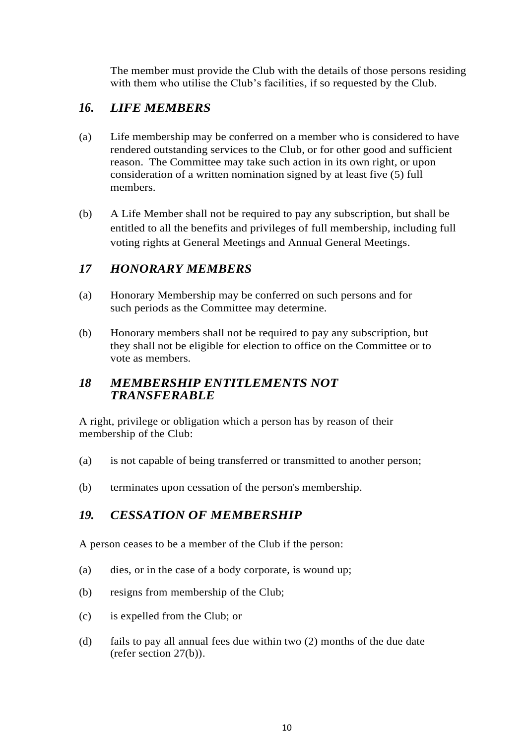The member must provide the Club with the details of those persons residing with them who utilise the Club's facilities, if so requested by the Club.

## *16. LIFE MEMBERS*

(a) Life membership may be conferred on a member who is considered to have rendered outstanding services to the Club, or for other good and sufficient reason. The Committee may take such action in its own right, or upon consideration of a written nomination signed by at least five (5) full members.

(b) A Life Member shall not be required to pay any subscription, but shall be entitled to all the benefits and privileges of full membership, including full voting rights at General Meetings and Annual General Meetings.

## *17 HONORARY MEMBERS*

(a) Honorary Membership may be conferred on such persons and for such periods as the Committee may determine.

(b) Honorary members shall not be required to pay any subscription, but they shall not be eligible for election to office on the Committee or to vote as members.

## *18 MEMBERSHIP ENTITLEMENTS NOT TRANSFERABLE*

A right, privilege or obligation which a person has by reason of their membership of the Club:

(a) is not capable of being transferred or transmitted to another person;

(b) terminates upon cessation of the person's membership.

## *19. CESSATION OF MEMBERSHIP*

A person ceases to be a member of the Club if the person:

(a) dies, or in the case of a body corporate, is wound up;

(b) resigns from membership of the Club;

(c) is expelled from the Club; or

(d) fails to pay all annual fees due within two (2) months of the due date (refer section 27(b)).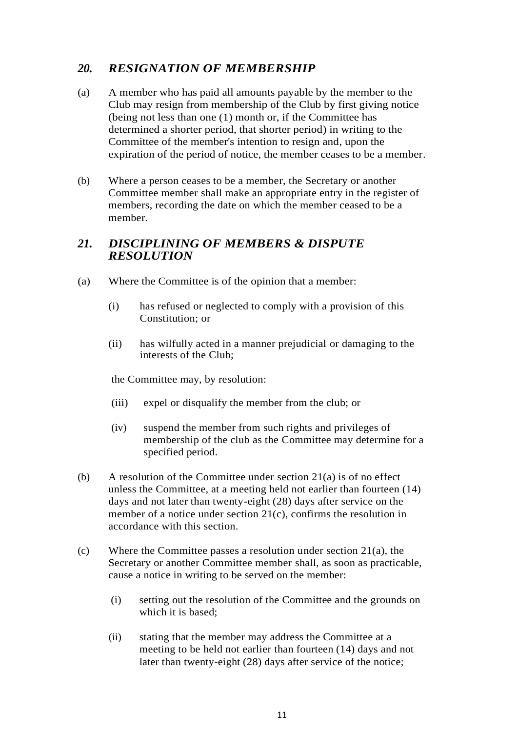## *20. RESIGNATION OF MEMBERSHIP*

(a) A member who has paid all amounts payable by the member to the Club may resign from membership of the Club by first giving notice (being not less than one (1) month or, if the Committee has determined a shorter period, that shorter period) in writing to the Committee of the member's intention to resign and, upon the expiration of the period of notice, the member ceases to be a member.

(b) Where a person ceases to be a member, the Secretary or another Committee member shall make an appropriate entry in the register of members, recording the date on which the member ceased to be a member.

## *21. DISCIPLINING OF MEMBERS & DISPUTE RESOLUTION*

(a) Where the Committee is of the opinion that a member:

- (i) has refused or neglected to comply with a provision of this Constitution; or
- (ii) has wilfully acted in a manner prejudicial or damaging to the interests of the Club;

the Committee may, by resolution:

- (iii) expel or disqualify the member from the club; or
- (iv) suspend the member from such rights and privileges of membership of the club as the Committee may determine for a specified period.

(b) A resolution of the Committee under section 21(a) is of no effect unless the Committee, at a meeting held not earlier than fourteen (14) days and not later than twenty-eight (28) days after service on the member of a notice under section 21(c), confirms the resolution in accordance with this section.

(c) Where the Committee passes a resolution under section 21(a), the Secretary or another Committee member shall, as soon as practicable, cause a notice in writing to be served on the member:

- (i) setting out the resolution of the Committee and the grounds on which it is based;
- (ii) stating that the member may address the Committee at a meeting to be held not earlier than fourteen (14) days and not later than twenty-eight (28) days after service of the notice;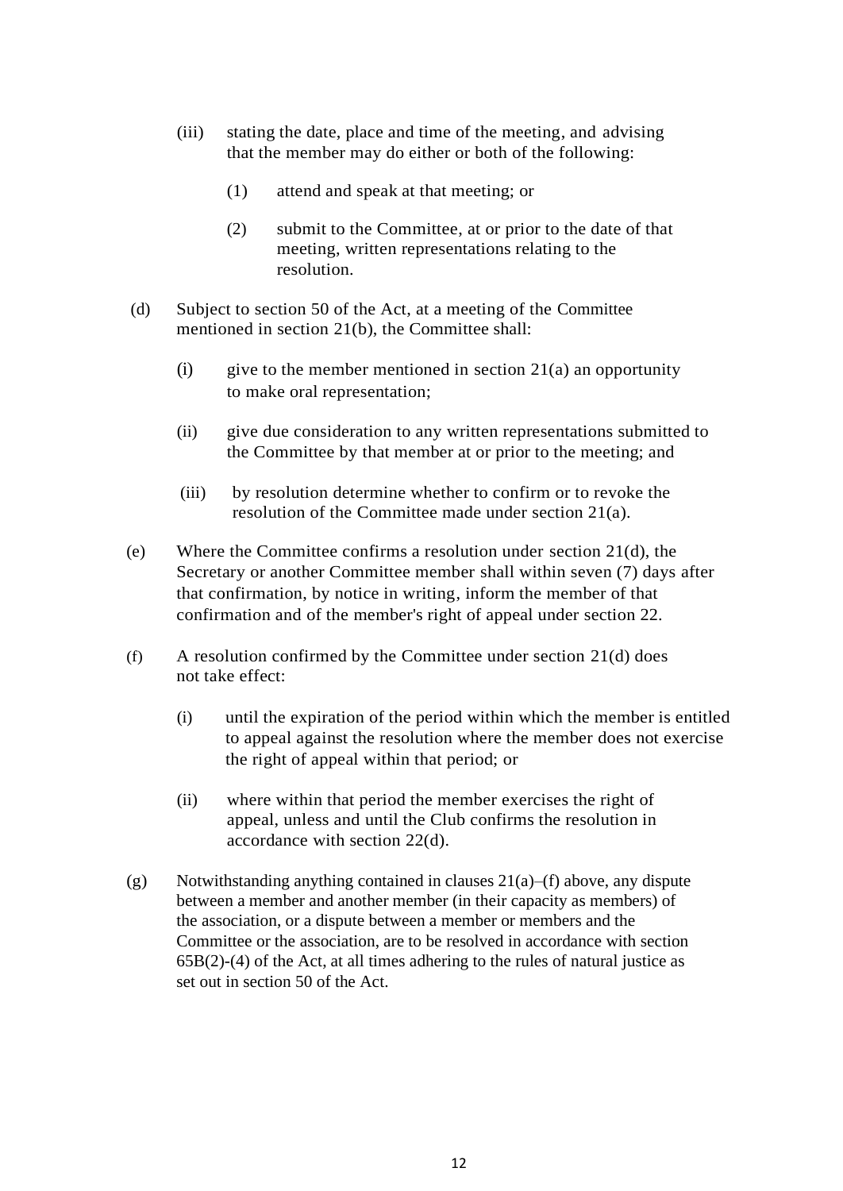(iii) stating the date, place and time of the meeting, and advising that the member may do either or both of the following:

(1) attend and speak at that meeting; or

(2) submit to the Committee, at or prior to the date of that meeting, written representations relating to the resolution.

(d) Subject to section 50 of the Act, at a meeting of the Committee mentioned in section 21(b), the Committee shall:

(i) give to the member mentioned in section 21(a) an opportunity to make oral representation;

(ii) give due consideration to any written representations submitted to the Committee by that member at or prior to the meeting; and

(iii) by resolution determine whether to confirm or to revoke the resolution of the Committee made under section 21(a).

(e) Where the Committee confirms a resolution under section 21(d), the Secretary or another Committee member shall within seven (7) days after that confirmation, by notice in writing, inform the member of that confirmation and of the member's right of appeal under section 22.

(f) A resolution confirmed by the Committee under section 21(d) does not take effect:

(i) until the expiration of the period within which the member is entitled to appeal against the resolution where the member does not exercise the right of appeal within that period; or

(ii) where within that period the member exercises the right of appeal, unless and until the Club confirms the resolution in accordance with section 22(d).

(g) Notwithstanding anything contained in clauses 21(a)–(f) above, any dispute between a member and another member (in their capacity as members) of the association, or a dispute between a member or members and the Committee or the association, are to be resolved in accordance with section 65B(2)-(4) of the Act, at all times adhering to the rules of natural justice as set out in section 50 of the Act.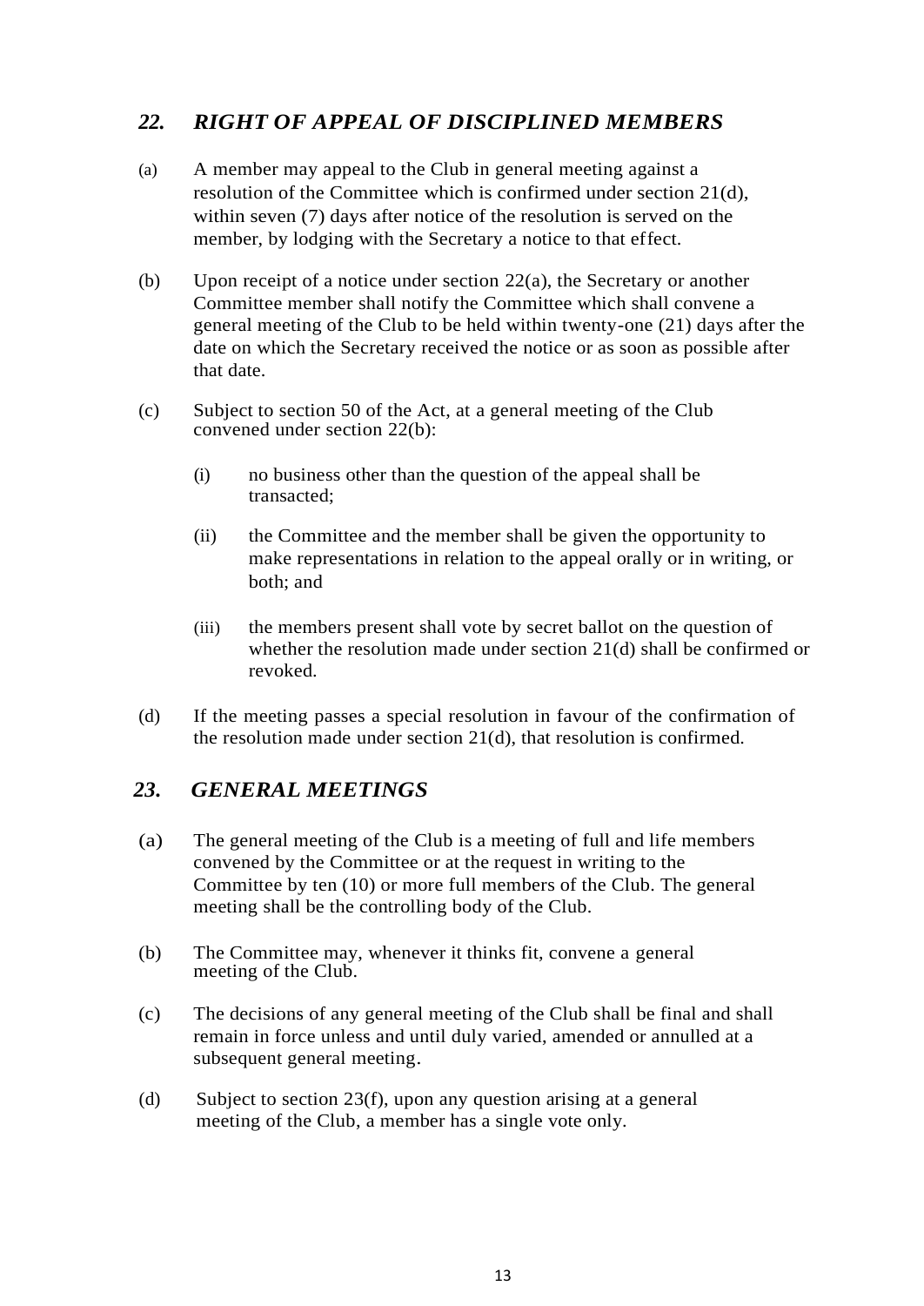## *22. RIGHT OF APPEAL OF DISCIPLINED MEMBERS*

(a) A member may appeal to the Club in general meeting against a resolution of the Committee which is confirmed under section 21(d), within seven (7) days after notice of the resolution is served on the member, by lodging with the Secretary a notice to that effect.

(b) Upon receipt of a notice under section 22(a), the Secretary or another Committee member shall notify the Committee which shall convene a general meeting of the Club to be held within twenty-one (21) days after the date on which the Secretary received the notice or as soon as possible after that date.

(c) Subject to section 50 of the Act, at a general meeting of the Club convened under section 22(b):

   (i) no business other than the question of the appeal shall be transacted;

   (ii) the Committee and the member shall be given the opportunity to make representations in relation to the appeal orally or in writing, or both; and

   (iii) the members present shall vote by secret ballot on the question of whether the resolution made under section 21(d) shall be confirmed or revoked.

(d) If the meeting passes a special resolution in favour of the confirmation of the resolution made under section 21(d), that resolution is confirmed.

## *23. GENERAL MEETINGS*

(a) The general meeting of the Club is a meeting of full and life members convened by the Committee or at the request in writing to the Committee by ten (10) or more full members of the Club. The general meeting shall be the controlling body of the Club.

(b) The Committee may, whenever it thinks fit, convene a general meeting of the Club.

(c) The decisions of any general meeting of the Club shall be final and shall remain in force unless and until duly varied, amended or annulled at a subsequent general meeting.

(d) Subject to section 23(f), upon any question arising at a general meeting of the Club, a member has a single vote only.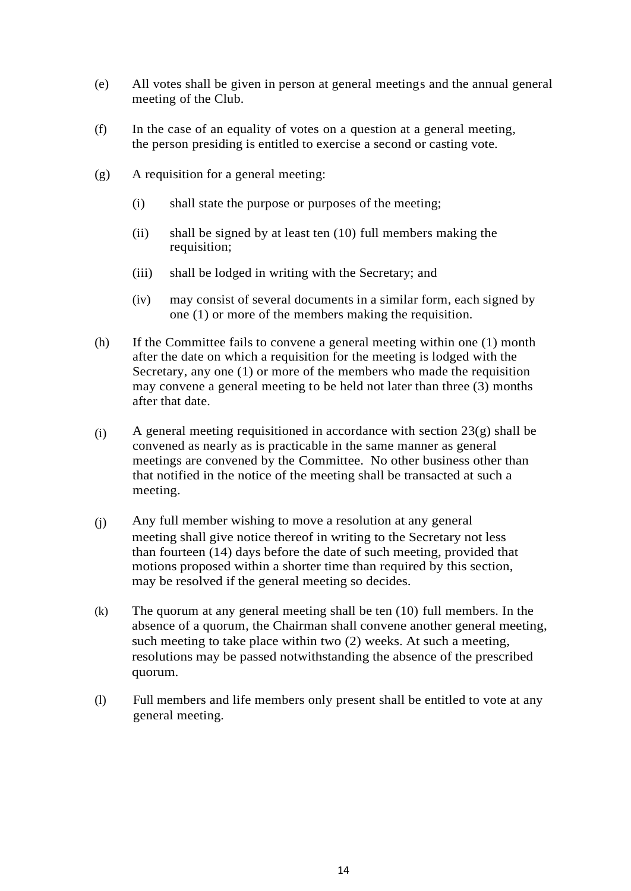(e) All votes shall be given in person at general meetings and the annual general meeting of the Club.

(f) In the case of an equality of votes on a question at a general meeting, the person presiding is entitled to exercise a second or casting vote.

(g) A requisition for a general meeting:

  (i) shall state the purpose or purposes of the meeting;

  (ii) shall be signed by at least ten (10) full members making the requisition;

  (iii) shall be lodged in writing with the Secretary; and

  (iv) may consist of several documents in a similar form, each signed by one (1) or more of the members making the requisition.

(h) If the Committee fails to convene a general meeting within one (1) month after the date on which a requisition for the meeting is lodged with the Secretary, any one (1) or more of the members who made the requisition may convene a general meeting to be held not later than three (3) months after that date.

(i) A general meeting requisitioned in accordance with section 23(g) shall be convened as nearly as is practicable in the same manner as general meetings are convened by the Committee. No other business other than that notified in the notice of the meeting shall be transacted at such a meeting.

(j) Any full member wishing to move a resolution at any general meeting shall give notice thereof in writing to the Secretary not less than fourteen (14) days before the date of such meeting, provided that motions proposed within a shorter time than required by this section, may be resolved if the general meeting so decides.

(k) The quorum at any general meeting shall be ten (10) full members. In the absence of a quorum, the Chairman shall convene another general meeting, such meeting to take place within two (2) weeks. At such a meeting, resolutions may be passed notwithstanding the absence of the prescribed quorum.

(l) Full members and life members only present shall be entitled to vote at any general meeting.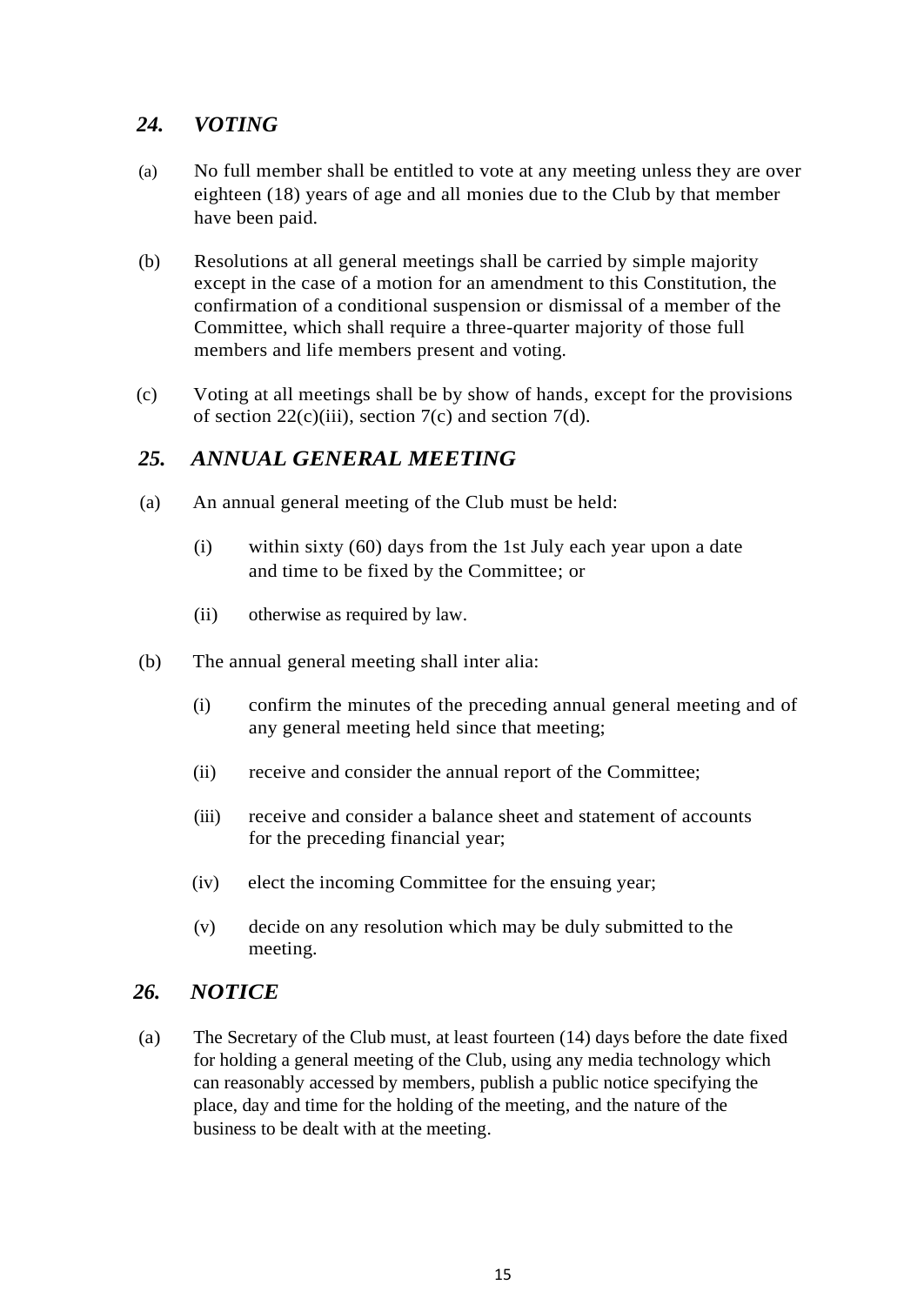## *24. VOTING*

(a) No full member shall be entitled to vote at any meeting unless they are over eighteen (18) years of age and all monies due to the Club by that member have been paid.

(b) Resolutions at all general meetings shall be carried by simple majority except in the case of a motion for an amendment to this Constitution, the confirmation of a conditional suspension or dismissal of a member of the Committee, which shall require a three-quarter majority of those full members and life members present and voting.

(c) Voting at all meetings shall be by show of hands, except for the provisions of section 22(c)(iii), section 7(c) and section 7(d).

## *25. ANNUAL GENERAL MEETING*

(a) An annual general meeting of the Club must be held:

- (i) within sixty (60) days from the 1st July each year upon a date and time to be fixed by the Committee; or
- (ii) otherwise as required by law.

(b) The annual general meeting shall inter alia:

- (i) confirm the minutes of the preceding annual general meeting and of any general meeting held since that meeting;
- (ii) receive and consider the annual report of the Committee;
- (iii) receive and consider a balance sheet and statement of accounts for the preceding financial year;
- (iv) elect the incoming Committee for the ensuing year;
- (v) decide on any resolution which may be duly submitted to the meeting.

## *26. NOTICE*

(a) The Secretary of the Club must, at least fourteen (14) days before the date fixed for holding a general meeting of the Club, using any media technology which can reasonably accessed by members, publish a public notice specifying the place, day and time for the holding of the meeting, and the nature of the business to be dealt with at the meeting.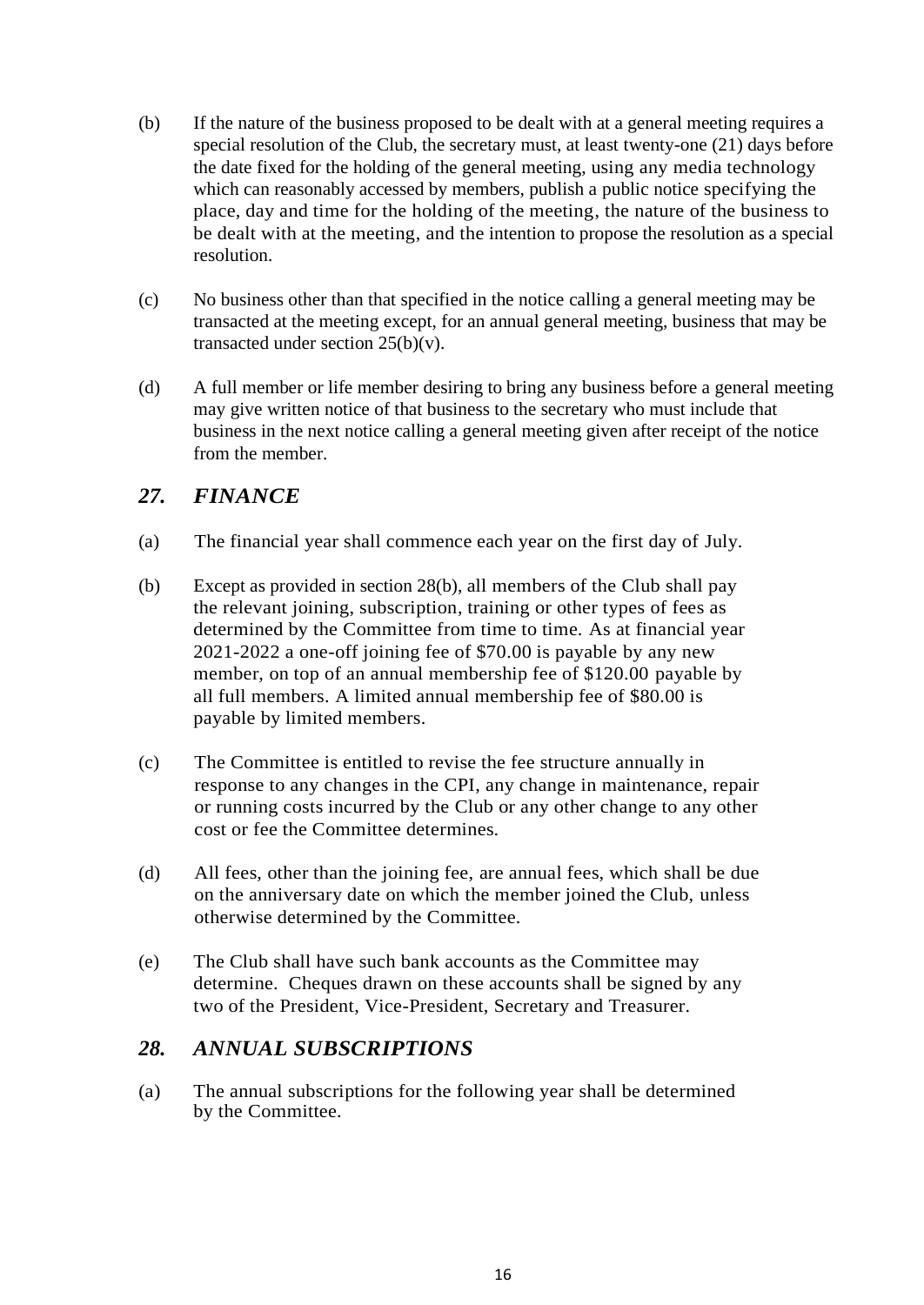(b) If the nature of the business proposed to be dealt with at a general meeting requires a special resolution of the Club, the secretary must, at least twenty-one (21) days before the date fixed for the holding of the general meeting, using any media technology which can reasonably accessed by members, publish a public notice specifying the place, day and time for the holding of the meeting, the nature of the business to be dealt with at the meeting, and the intention to propose the resolution as a special resolution.

(c) No business other than that specified in the notice calling a general meeting may be transacted at the meeting except, for an annual general meeting, business that may be transacted under section 25(b)(v).

(d) A full member or life member desiring to bring any business before a general meeting may give written notice of that business to the secretary who must include that business in the next notice calling a general meeting given after receipt of the notice from the member.

## *27. FINANCE*

(a) The financial year shall commence each year on the first day of July.

(b) Except as provided in section 28(b), all members of the Club shall pay the relevant joining, subscription, training or other types of fees as determined by the Committee from time to time. As at financial year 2021-2022 a one-off joining fee of $70.00 is payable by any new member, on top of an annual membership fee of $120.00 payable by all full members. A limited annual membership fee of $80.00 is payable by limited members.

(c) The Committee is entitled to revise the fee structure annually in response to any changes in the CPI, any change in maintenance, repair or running costs incurred by the Club or any other change to any other cost or fee the Committee determines.

(d) All fees, other than the joining fee, are annual fees, which shall be due on the anniversary date on which the member joined the Club, unless otherwise determined by the Committee.

(e) The Club shall have such bank accounts as the Committee may determine. Cheques drawn on these accounts shall be signed by any two of the President, Vice-President, Secretary and Treasurer.

## *28. ANNUAL SUBSCRIPTIONS*

(a) The annual subscriptions for the following year shall be determined by the Committee.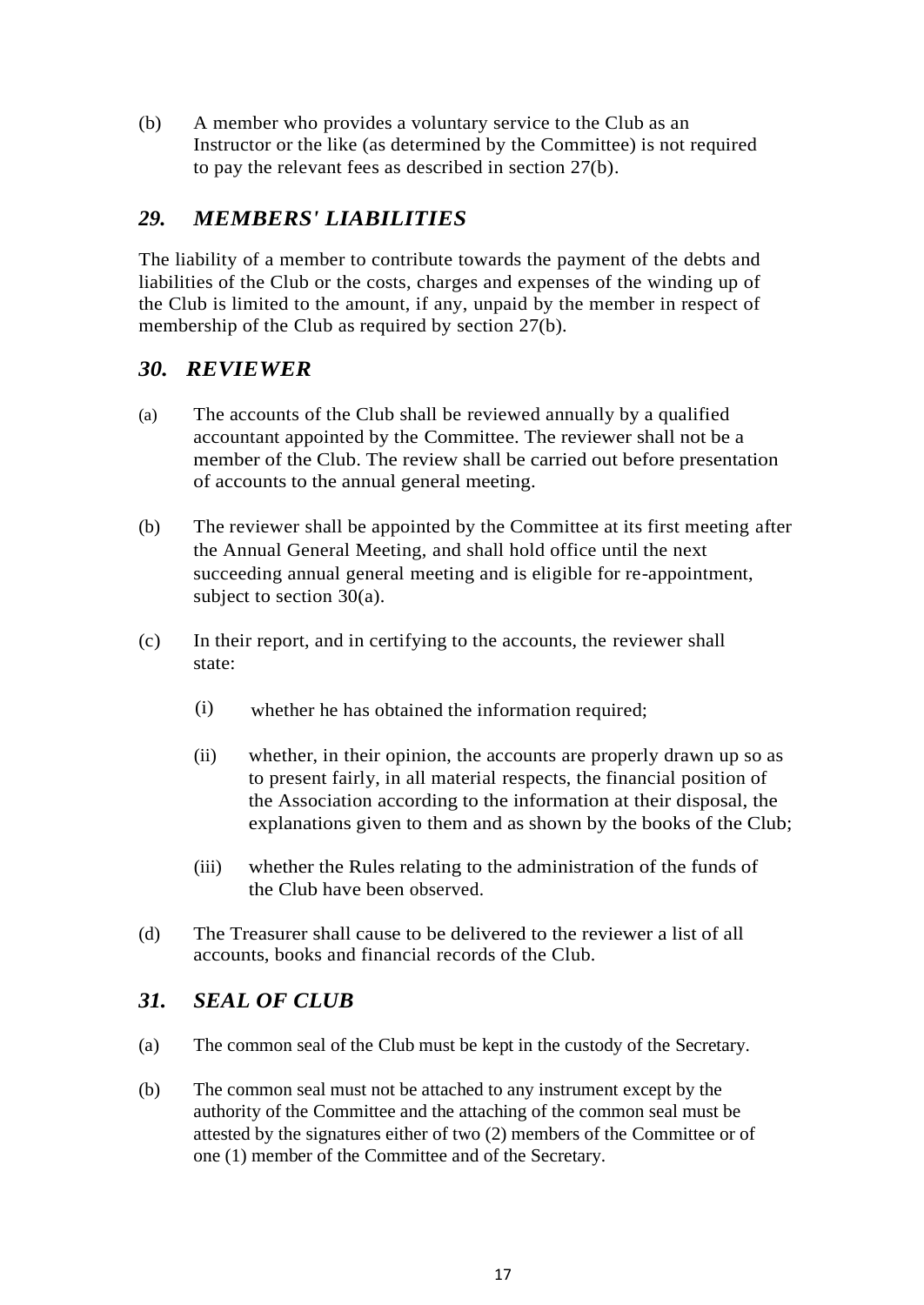(b) A member who provides a voluntary service to the Club as an Instructor or the like (as determined by the Committee) is not required to pay the relevant fees as described in section 27(b).

## *29. MEMBERS' LIABILITIES*

The liability of a member to contribute towards the payment of the debts and liabilities of the Club or the costs, charges and expenses of the winding up of the Club is limited to the amount, if any, unpaid by the member in respect of membership of the Club as required by section 27(b).

## *30. REVIEWER*

(a) The accounts of the Club shall be reviewed annually by a qualified accountant appointed by the Committee. The reviewer shall not be a member of the Club. The review shall be carried out before presentation of accounts to the annual general meeting.

(b) The reviewer shall be appointed by the Committee at its first meeting after the Annual General Meeting, and shall hold office until the next succeeding annual general meeting and is eligible for re-appointment, subject to section 30(a).

(c) In their report, and in certifying to the accounts, the reviewer shall state:

  (i) whether he has obtained the information required;

  (ii) whether, in their opinion, the accounts are properly drawn up so as to present fairly, in all material respects, the financial position of the Association according to the information at their disposal, the explanations given to them and as shown by the books of the Club;

  (iii) whether the Rules relating to the administration of the funds of the Club have been observed.

(d) The Treasurer shall cause to be delivered to the reviewer a list of all accounts, books and financial records of the Club.

## *31. SEAL OF CLUB*

(a) The common seal of the Club must be kept in the custody of the Secretary.

(b) The common seal must not be attached to any instrument except by the authority of the Committee and the attaching of the common seal must be attested by the signatures either of two (2) members of the Committee or of one (1) member of the Committee and of the Secretary.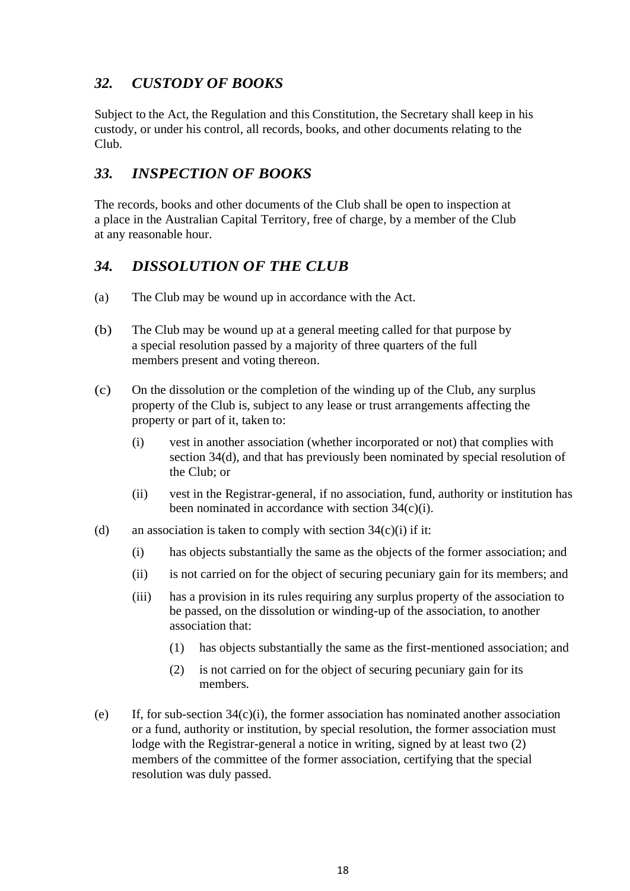## *32. CUSTODY OF BOOKS*

Subject to the Act, the Regulation and this Constitution, the Secretary shall keep in his custody, or under his control, all records, books, and other documents relating to the Club.

## *33. INSPECTION OF BOOKS*

The records, books and other documents of the Club shall be open to inspection at a place in the Australian Capital Territory, free of charge, by a member of the Club at any reasonable hour.

## *34. DISSOLUTION OF THE CLUB*

(a) The Club may be wound up in accordance with the Act.

(b) The Club may be wound up at a general meeting called for that purpose by a special resolution passed by a majority of three quarters of the full members present and voting thereon.

(c) On the dissolution or the completion of the winding up of the Club, any surplus property of the Club is, subject to any lease or trust arrangements affecting the property or part of it, taken to:

- (i) vest in another association (whether incorporated or not) that complies with section 34(d), and that has previously been nominated by special resolution of the Club; or
- (ii) vest in the Registrar-general, if no association, fund, authority or institution has been nominated in accordance with section 34(c)(i).

(d) an association is taken to comply with section 34(c)(i) if it:

- (i) has objects substantially the same as the objects of the former association; and
- (ii) is not carried on for the object of securing pecuniary gain for its members; and
- (iii) has a provision in its rules requiring any surplus property of the association to be passed, on the dissolution or winding-up of the association, to another association that:
  - (1) has objects substantially the same as the first-mentioned association; and
  - (2) is not carried on for the object of securing pecuniary gain for its members.

(e) If, for sub-section 34(c)(i), the former association has nominated another association or a fund, authority or institution, by special resolution, the former association must lodge with the Registrar-general a notice in writing, signed by at least two (2) members of the committee of the former association, certifying that the special resolution was duly passed.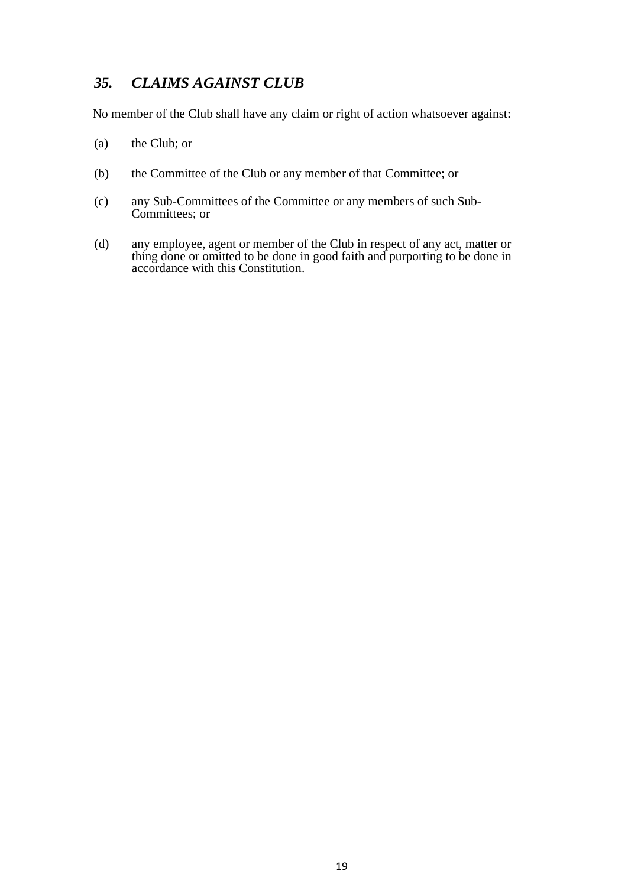## *35. CLAIMS AGAINST CLUB*

No member of the Club shall have any claim or right of action whatsoever against:

(a) the Club; or

(b) the Committee of the Club or any member of that Committee; or

(c) any Sub-Committees of the Committee or any members of such Sub-Committees; or

(d) any employee, agent or member of the Club in respect of any act, matter or thing done or omitted to be done in good faith and purporting to be done in accordance with this Constitution.